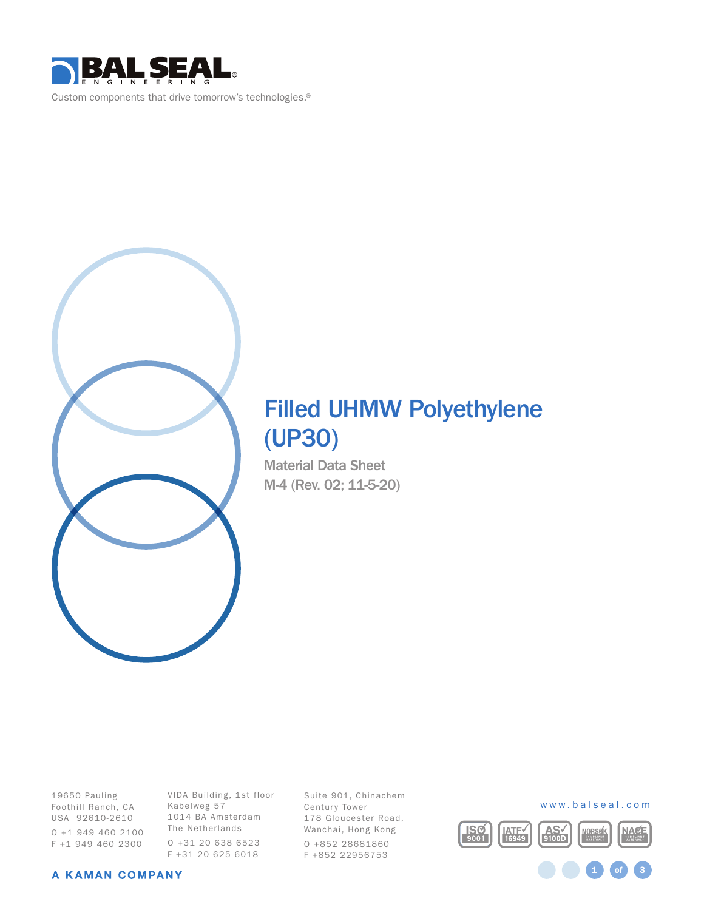BAL SEAL ENGINEERING

Custom components that drive tomorrow's technologies.®

# Filled UHMW Polyethylene (UP30)

Material Data Sheet

M-4 (Rev. 02; 11-5-20)

19650 Pauling
Foothill Ranch, CA
USA 92610-2610
O +1 949 460 2100
F +1 949 460 2300

VIDA Building, 1st floor
Kabelweg 57
1014 BA Amsterdam
The Netherlands
O +31 20 638 6523
F +31 20 625 6018

Suite 901, Chinachem
Century Tower
178 Gloucester Road,
Wanchai, Hong Kong
O +852 28681860
F +852 22956753

www.balseal.com

A KAMAN COMPANY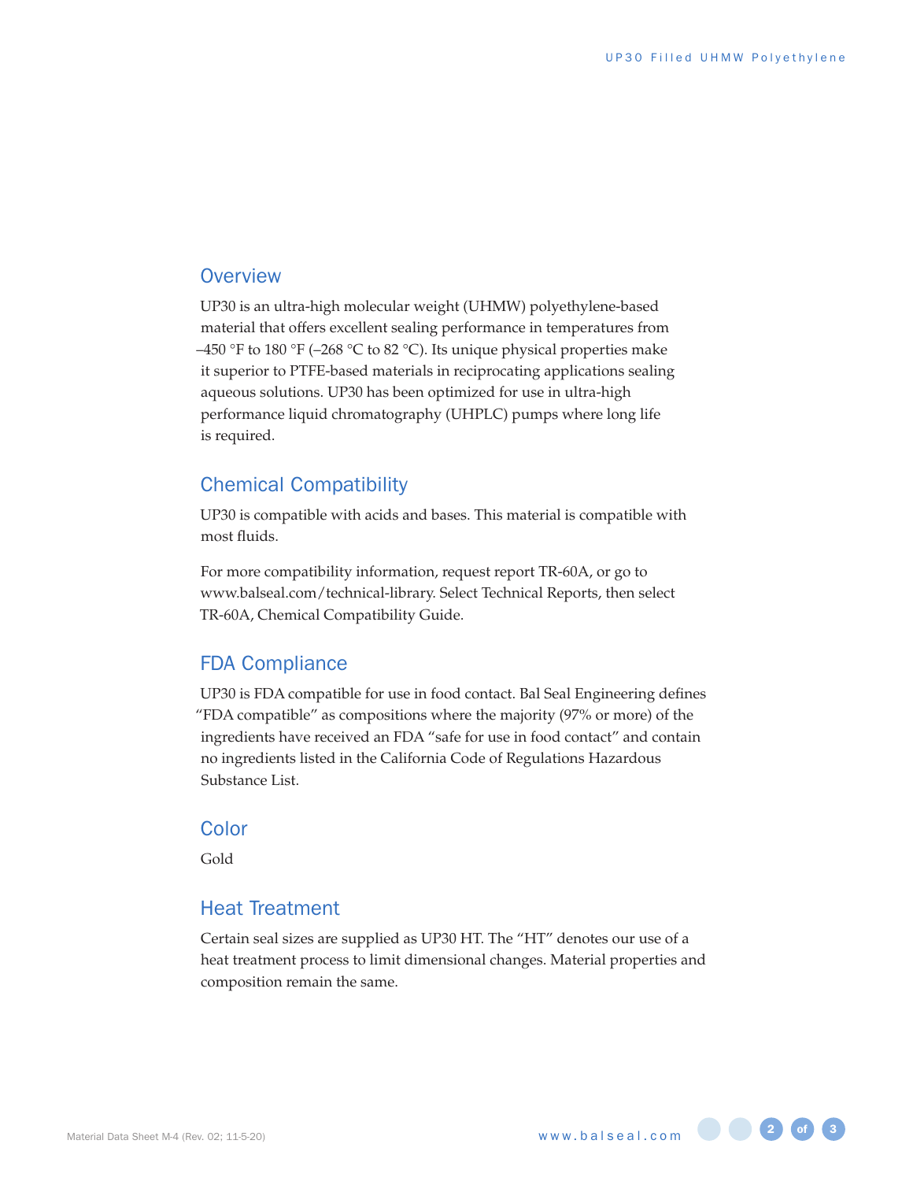## Overview

UP30 is an ultra-high molecular weight (UHMW) polyethylene-based material that offers excellent sealing performance in temperatures from –450 °F to 180 °F (–268 °C to 82 °C). Its unique physical properties make it superior to PTFE-based materials in reciprocating applications sealing aqueous solutions. UP30 has been optimized for use in ultra-high performance liquid chromatography (UHPLC) pumps where long life is required.

## Chemical Compatibility

UP30 is compatible with acids and bases. This material is compatible with most fluids.

For more compatibility information, request report TR-60A, or go to www.balseal.com/technical-library. Select Technical Reports, then select TR-60A, Chemical Compatibility Guide.

## FDA Compliance

UP30 is FDA compatible for use in food contact. Bal Seal Engineering defines "FDA compatible" as compositions where the majority (97% or more) of the ingredients have received an FDA "safe for use in food contact" and contain no ingredients listed in the California Code of Regulations Hazardous Substance List.

## Color

Gold

## Heat Treatment

Certain seal sizes are supplied as UP30 HT. The "HT" denotes our use of a heat treatment process to limit dimensional changes. Material properties and composition remain the same.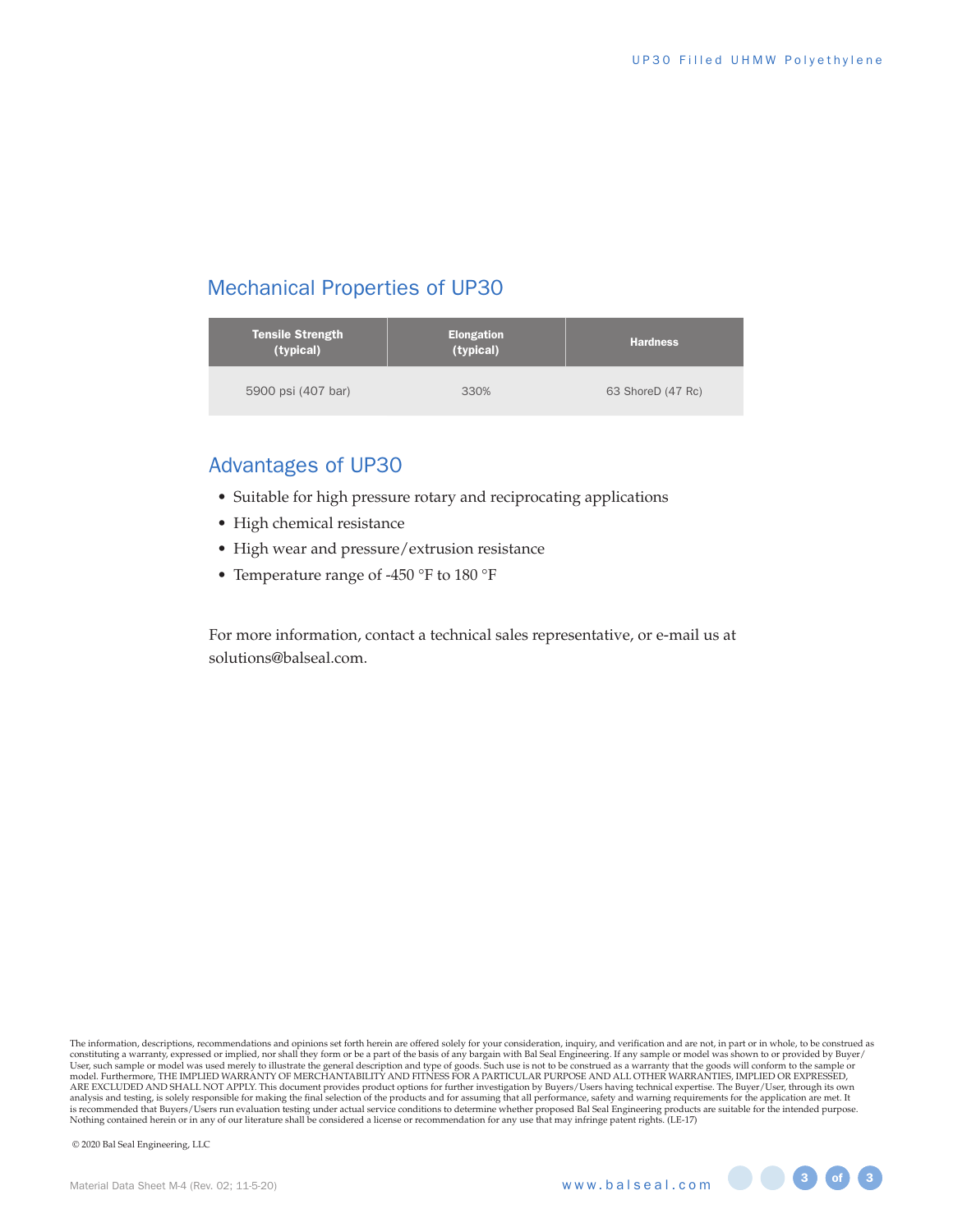## Mechanical Properties of UP30

| Tensile Strength (typical) | Elongation (typical) | Hardness |
|---|---|---|
| 5900 psi (407 bar) | 330% | 63 ShoreD (47 Rc) |

## Advantages of UP30

- Suitable for high pressure rotary and reciprocating applications
- High chemical resistance
- High wear and pressure/extrusion resistance
- Temperature range of -450 °F to 180 °F

For more information, contact a technical sales representative, or e-mail us at solutions@balseal.com.

The information, descriptions, recommendations and opinions set forth herein are offered solely for your consideration, inquiry, and verification and are not, in part or in whole, to be construed as constituting a warranty, expressed or implied, nor shall they form or be a part of the basis of any bargain with Bal Seal Engineering. If any sample or model was shown to or provided by Buyer/User, such sample or model was used merely to illustrate the general description and type of goods. Such use is not to be construed as a warranty that the goods will conform to the sample or model. Furthermore, THE IMPLIED WARRANTY OF MERCHANTABILITY AND FITNESS FOR A PARTICULAR PURPOSE AND ALL OTHER WARRANTIES, IMPLIED OR EXPRESSED, ARE EXCLUDED AND SHALL NOT APPLY. This document provides product options for further investigation by Buyers/Users having technical expertise. The Buyer/User, through its own analysis and testing, is solely responsible for making the final selection of the products and for assuming that all performance, safety and warning requirements for the application are met. It is recommended that Buyers/Users run evaluation testing under actual service conditions to determine whether proposed Bal Seal Engineering products are suitable for the intended purpose. Nothing contained herein or in any of our literature shall be considered a license or recommendation for any use that may infringe patent rights. (LE-17)

© 2020 Bal Seal Engineering, LLC

Material Data Sheet M-4 (Rev. 02; 11-5-20)

www.balseal.com